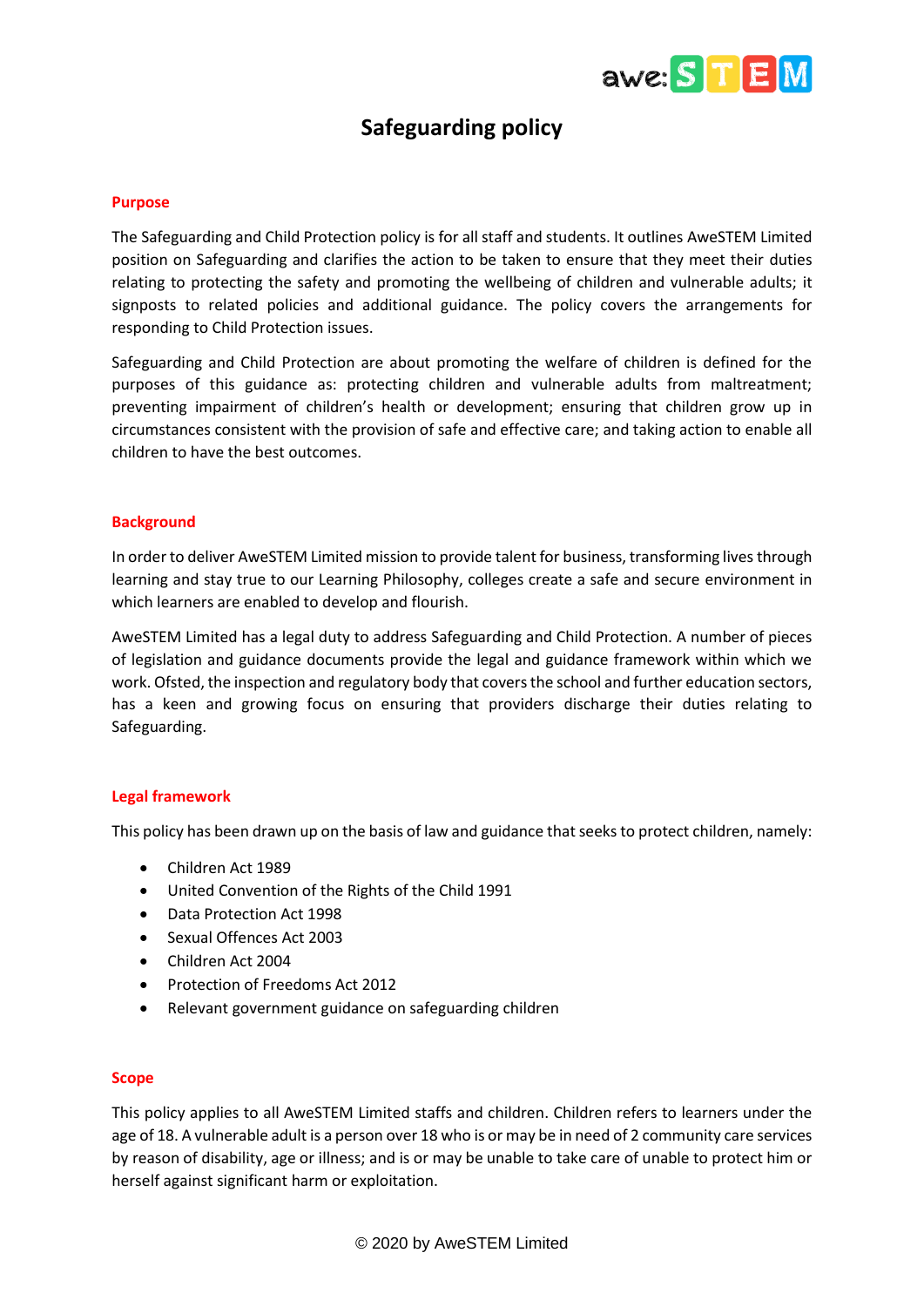# Safeguarding policy

## Purpose

The Safeguarding and Child Protection policy is for all staff and students. It outlines AweSTEM Limited position on Safeguarding and clarifies the action to be taken to ensure that they meet their duties relating to protecting the safety and promoting the wellbeing of children and vulnerable adults; it signposts to related policies and additional guidance. The policy covers the arrangements for responding to Child Protection issues.

Safeguarding and Child Protection are about promoting the welfare of children is defined for the purposes of this guidance as: protecting children and vulnerable adults from maltreatment; preventing impairment of children's health or development; ensuring that children grow up in circumstances consistent with the provision of safe and effective care; and taking action to enable all children to have the best outcomes.

## Background

In order to deliver AweSTEM Limited mission to provide talent for business, transforming lives through learning and stay true to our Learning Philosophy, colleges create a safe and secure environment in which learners are enabled to develop and flourish.

AweSTEM Limited has a legal duty to address Safeguarding and Child Protection. A number of pieces of legislation and guidance documents provide the legal and guidance framework within which we work. Ofsted, the inspection and regulatory body that covers the school and further education sectors, has a keen and growing focus on ensuring that providers discharge their duties relating to Safeguarding.

## Legal framework

This policy has been drawn up on the basis of law and guidance that seeks to protect children, namely:

- Children Act 1989
- United Convention of the Rights of the Child 1991
- Data Protection Act 1998
- Sexual Offences Act 2003
- Children Act 2004
- Protection of Freedoms Act 2012
- Relevant government guidance on safeguarding children

## Scope

This policy applies to all AweSTEM Limited staffs and children. Children refers to learners under the age of 18. A vulnerable adult is a person over 18 who is or may be in need of 2 community care services by reason of disability, age or illness; and is or may be unable to take care of unable to protect him or herself against significant harm or exploitation.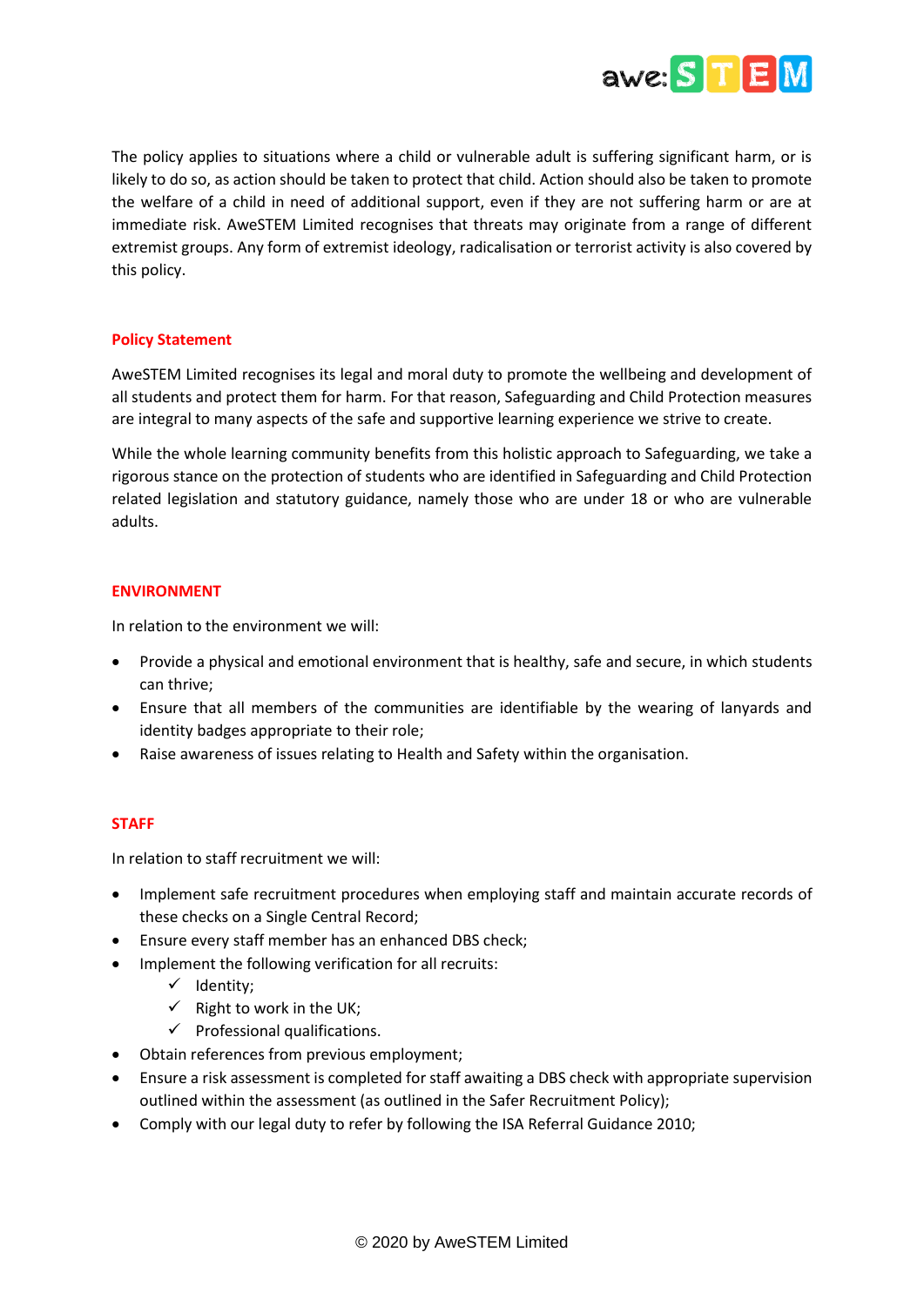The policy applies to situations where a child or vulnerable adult is suffering significant harm, or is likely to do so, as action should be taken to protect that child. Action should also be taken to promote the welfare of a child in need of additional support, even if they are not suffering harm or are at immediate risk. AweSTEM Limited recognises that threats may originate from a range of different extremist groups. Any form of extremist ideology, radicalisation or terrorist activity is also covered by this policy.

## Policy Statement

AweSTEM Limited recognises its legal and moral duty to promote the wellbeing and development of all students and protect them for harm. For that reason, Safeguarding and Child Protection measures are integral to many aspects of the safe and supportive learning experience we strive to create.

While the whole learning community benefits from this holistic approach to Safeguarding, we take a rigorous stance on the protection of students who are identified in Safeguarding and Child Protection related legislation and statutory guidance, namely those who are under 18 or who are vulnerable adults.

## ENVIRONMENT

In relation to the environment we will:

- Provide a physical and emotional environment that is healthy, safe and secure, in which students can thrive;
- Ensure that all members of the communities are identifiable by the wearing of lanyards and identity badges appropriate to their role;
- Raise awareness of issues relating to Health and Safety within the organisation.

## STAFF

In relation to staff recruitment we will:

- Implement safe recruitment procedures when employing staff and maintain accurate records of these checks on a Single Central Record;
- Ensure every staff member has an enhanced DBS check;
- Implement the following verification for all recruits:
  - ✓ Identity;
  - ✓ Right to work in the UK;
  - ✓ Professional qualifications.
- Obtain references from previous employment;
- Ensure a risk assessment is completed for staff awaiting a DBS check with appropriate supervision outlined within the assessment (as outlined in the Safer Recruitment Policy);
- Comply with our legal duty to refer by following the ISA Referral Guidance 2010;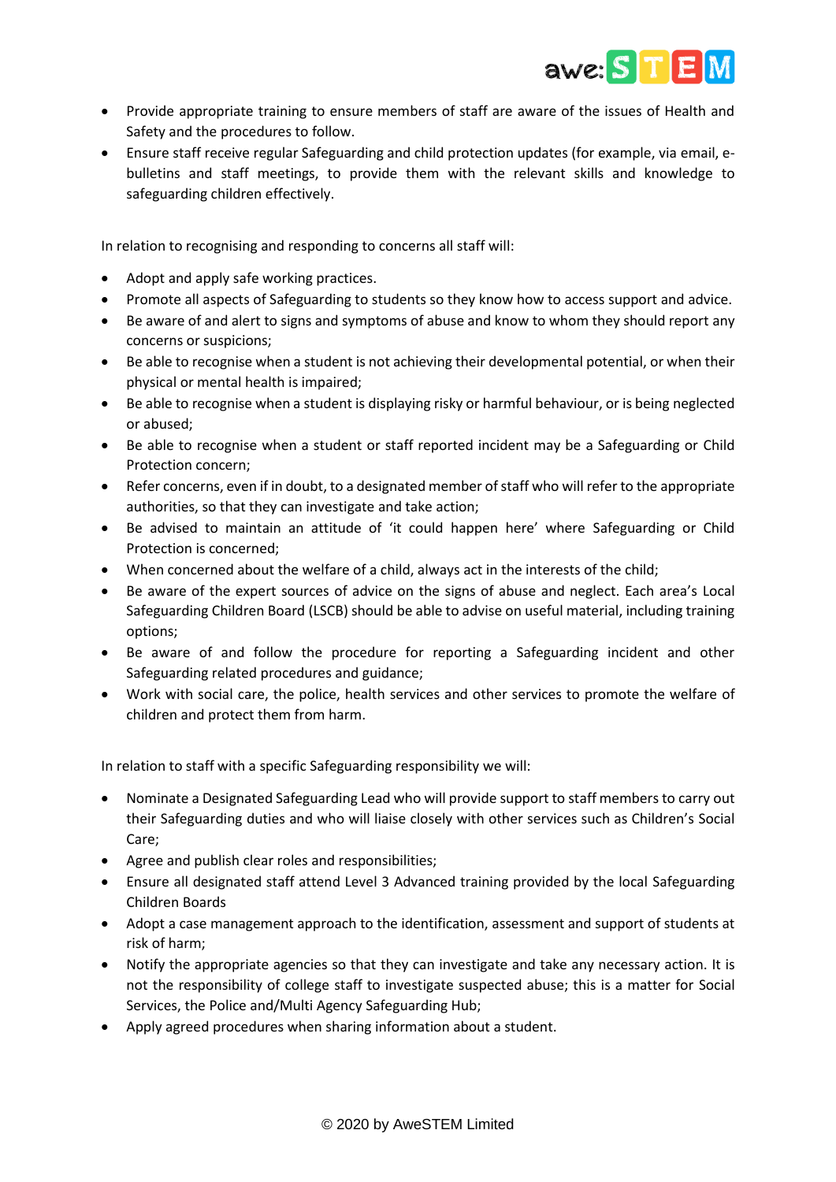- Provide appropriate training to ensure members of staff are aware of the issues of Health and Safety and the procedures to follow.
- Ensure staff receive regular Safeguarding and child protection updates (for example, via email, e-bulletins and staff meetings, to provide them with the relevant skills and knowledge to safeguarding children effectively.

In relation to recognising and responding to concerns all staff will:

- Adopt and apply safe working practices.
- Promote all aspects of Safeguarding to students so they know how to access support and advice.
- Be aware of and alert to signs and symptoms of abuse and know to whom they should report any concerns or suspicions;
- Be able to recognise when a student is not achieving their developmental potential, or when their physical or mental health is impaired;
- Be able to recognise when a student is displaying risky or harmful behaviour, or is being neglected or abused;
- Be able to recognise when a student or staff reported incident may be a Safeguarding or Child Protection concern;
- Refer concerns, even if in doubt, to a designated member of staff who will refer to the appropriate authorities, so that they can investigate and take action;
- Be advised to maintain an attitude of 'it could happen here' where Safeguarding or Child Protection is concerned;
- When concerned about the welfare of a child, always act in the interests of the child;
- Be aware of the expert sources of advice on the signs of abuse and neglect. Each area's Local Safeguarding Children Board (LSCB) should be able to advise on useful material, including training options;
- Be aware of and follow the procedure for reporting a Safeguarding incident and other Safeguarding related procedures and guidance;
- Work with social care, the police, health services and other services to promote the welfare of children and protect them from harm.

In relation to staff with a specific Safeguarding responsibility we will:

- Nominate a Designated Safeguarding Lead who will provide support to staff members to carry out their Safeguarding duties and who will liaise closely with other services such as Children's Social Care;
- Agree and publish clear roles and responsibilities;
- Ensure all designated staff attend Level 3 Advanced training provided by the local Safeguarding Children Boards
- Adopt a case management approach to the identification, assessment and support of students at risk of harm;
- Notify the appropriate agencies so that they can investigate and take any necessary action. It is not the responsibility of college staff to investigate suspected abuse; this is a matter for Social Services, the Police and/Multi Agency Safeguarding Hub;
- Apply agreed procedures when sharing information about a student.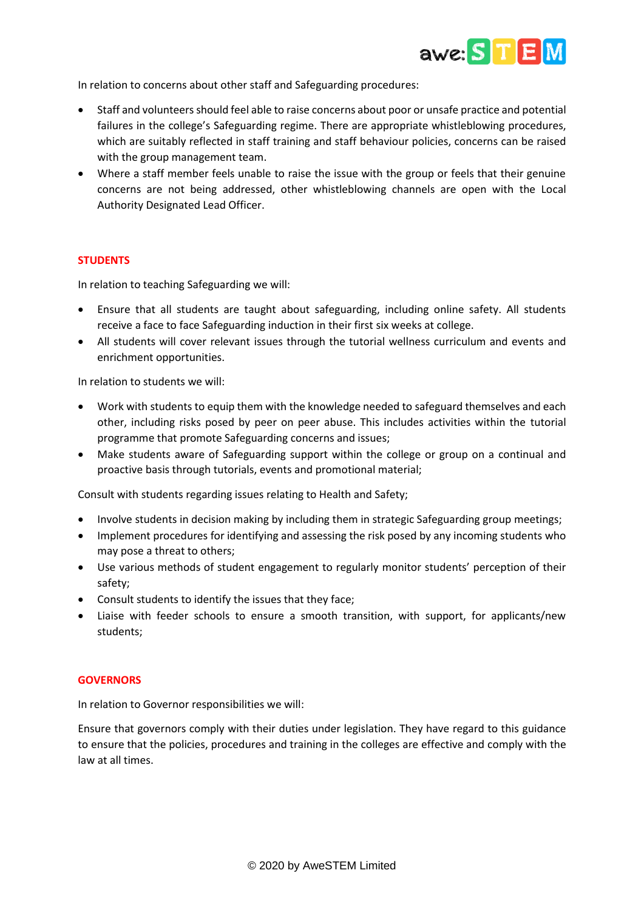In relation to concerns about other staff and Safeguarding procedures:

- Staff and volunteers should feel able to raise concerns about poor or unsafe practice and potential failures in the college's Safeguarding regime. There are appropriate whistleblowing procedures, which are suitably reflected in staff training and staff behaviour policies, concerns can be raised with the group management team.
- Where a staff member feels unable to raise the issue with the group or feels that their genuine concerns are not being addressed, other whistleblowing channels are open with the Local Authority Designated Lead Officer.

## STUDENTS

In relation to teaching Safeguarding we will:

- Ensure that all students are taught about safeguarding, including online safety. All students receive a face to face Safeguarding induction in their first six weeks at college.
- All students will cover relevant issues through the tutorial wellness curriculum and events and enrichment opportunities.

In relation to students we will:

- Work with students to equip them with the knowledge needed to safeguard themselves and each other, including risks posed by peer on peer abuse. This includes activities within the tutorial programme that promote Safeguarding concerns and issues;
- Make students aware of Safeguarding support within the college or group on a continual and proactive basis through tutorials, events and promotional material;

Consult with students regarding issues relating to Health and Safety;

- Involve students in decision making by including them in strategic Safeguarding group meetings;
- Implement procedures for identifying and assessing the risk posed by any incoming students who may pose a threat to others;
- Use various methods of student engagement to regularly monitor students' perception of their safety;
- Consult students to identify the issues that they face;
- Liaise with feeder schools to ensure a smooth transition, with support, for applicants/new students;

## GOVERNORS

In relation to Governor responsibilities we will:

Ensure that governors comply with their duties under legislation. They have regard to this guidance to ensure that the policies, procedures and training in the colleges are effective and comply with the law at all times.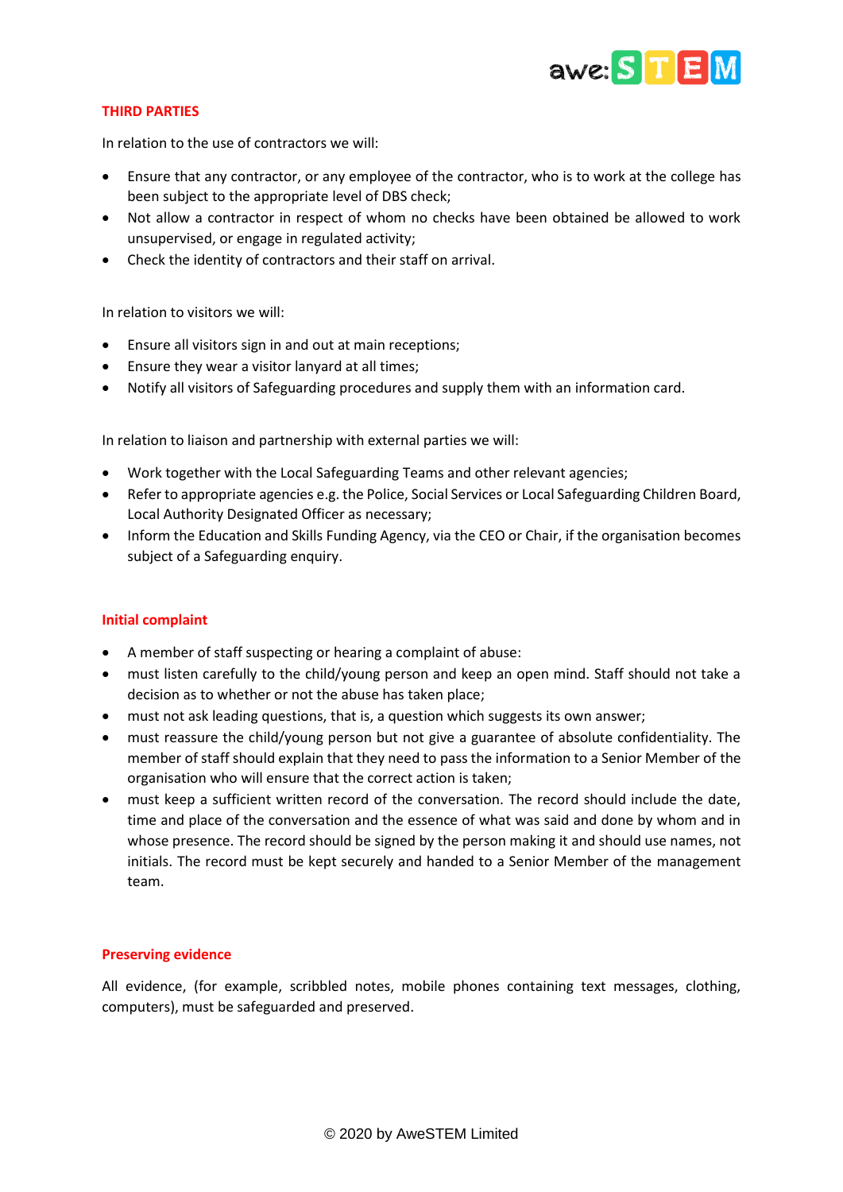## THIRD PARTIES

In relation to the use of contractors we will:

- Ensure that any contractor, or any employee of the contractor, who is to work at the college has been subject to the appropriate level of DBS check;
- Not allow a contractor in respect of whom no checks have been obtained be allowed to work unsupervised, or engage in regulated activity;
- Check the identity of contractors and their staff on arrival.

In relation to visitors we will:

- Ensure all visitors sign in and out at main receptions;
- Ensure they wear a visitor lanyard at all times;
- Notify all visitors of Safeguarding procedures and supply them with an information card.

In relation to liaison and partnership with external parties we will:

- Work together with the Local Safeguarding Teams and other relevant agencies;
- Refer to appropriate agencies e.g. the Police, Social Services or Local Safeguarding Children Board, Local Authority Designated Officer as necessary;
- Inform the Education and Skills Funding Agency, via the CEO or Chair, if the organisation becomes subject of a Safeguarding enquiry.

## Initial complaint

- A member of staff suspecting or hearing a complaint of abuse:
- must listen carefully to the child/young person and keep an open mind. Staff should not take a decision as to whether or not the abuse has taken place;
- must not ask leading questions, that is, a question which suggests its own answer;
- must reassure the child/young person but not give a guarantee of absolute confidentiality. The member of staff should explain that they need to pass the information to a Senior Member of the organisation who will ensure that the correct action is taken;
- must keep a sufficient written record of the conversation. The record should include the date, time and place of the conversation and the essence of what was said and done by whom and in whose presence. The record should be signed by the person making it and should use names, not initials. The record must be kept securely and handed to a Senior Member of the management team.

## Preserving evidence

All evidence, (for example, scribbled notes, mobile phones containing text messages, clothing, computers), must be safeguarded and preserved.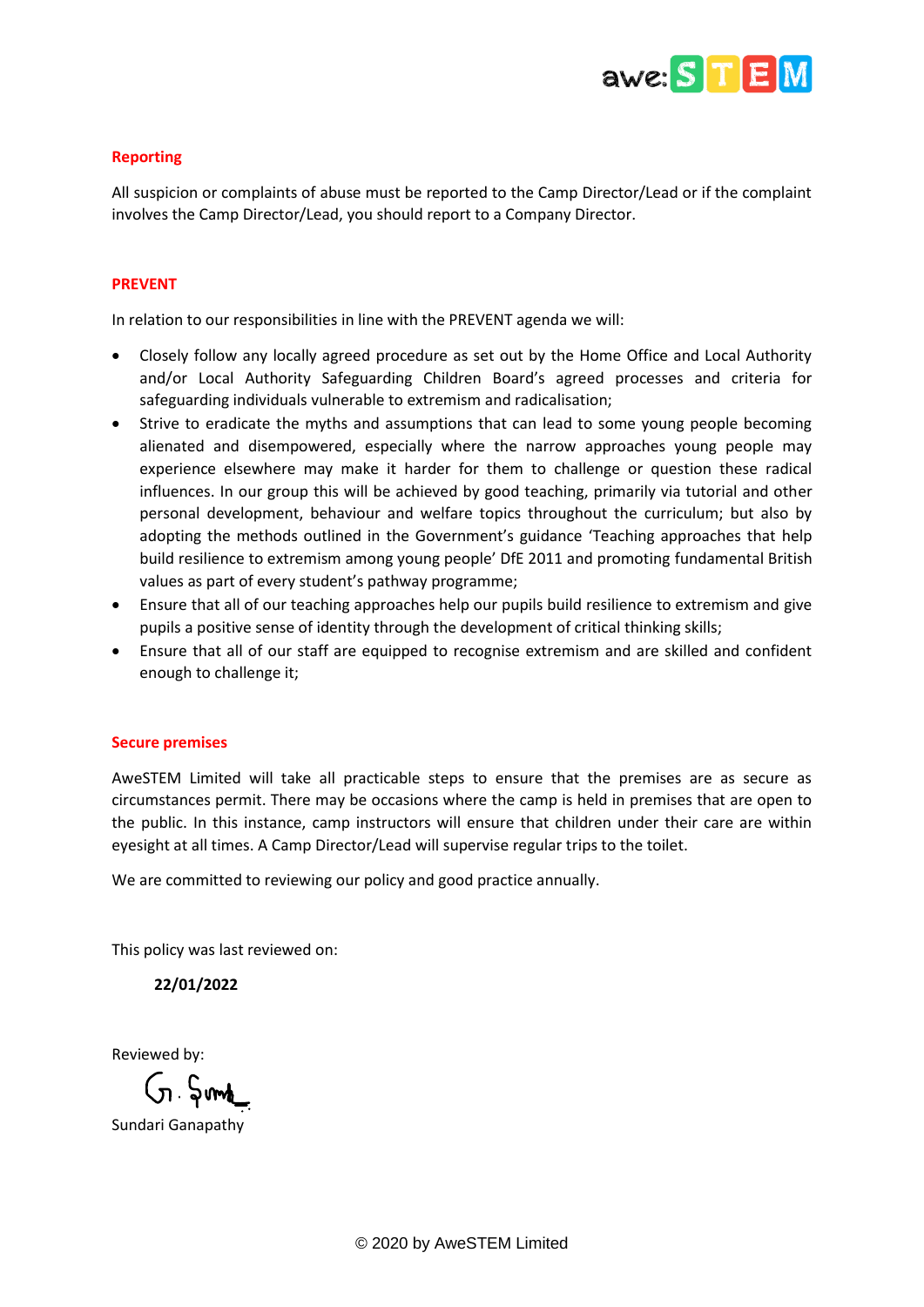**Reporting**

All suspicion or complaints of abuse must be reported to the Camp Director/Lead or if the complaint involves the Camp Director/Lead, you should report to a Company Director.

**PREVENT**

In relation to our responsibilities in line with the PREVENT agenda we will:

- Closely follow any locally agreed procedure as set out by the Home Office and Local Authority and/or Local Authority Safeguarding Children Board's agreed processes and criteria for safeguarding individuals vulnerable to extremism and radicalisation;
- Strive to eradicate the myths and assumptions that can lead to some young people becoming alienated and disempowered, especially where the narrow approaches young people may experience elsewhere may make it harder for them to challenge or question these radical influences. In our group this will be achieved by good teaching, primarily via tutorial and other personal development, behaviour and welfare topics throughout the curriculum; but also by adopting the methods outlined in the Government's guidance 'Teaching approaches that help build resilience to extremism among young people' DfE 2011 and promoting fundamental British values as part of every student's pathway programme;
- Ensure that all of our teaching approaches help our pupils build resilience to extremism and give pupils a positive sense of identity through the development of critical thinking skills;
- Ensure that all of our staff are equipped to recognise extremism and are skilled and confident enough to challenge it;

**Secure premises**

AweSTEM Limited will take all practicable steps to ensure that the premises are as secure as circumstances permit. There may be occasions where the camp is held in premises that are open to the public. In this instance, camp instructors will ensure that children under their care are within eyesight at all times. A Camp Director/Lead will supervise regular trips to the toilet.

We are committed to reviewing our policy and good practice annually.

This policy was last reviewed on:

**22/01/2022**

Reviewed by:

G. Sund

Sundari Ganapathy